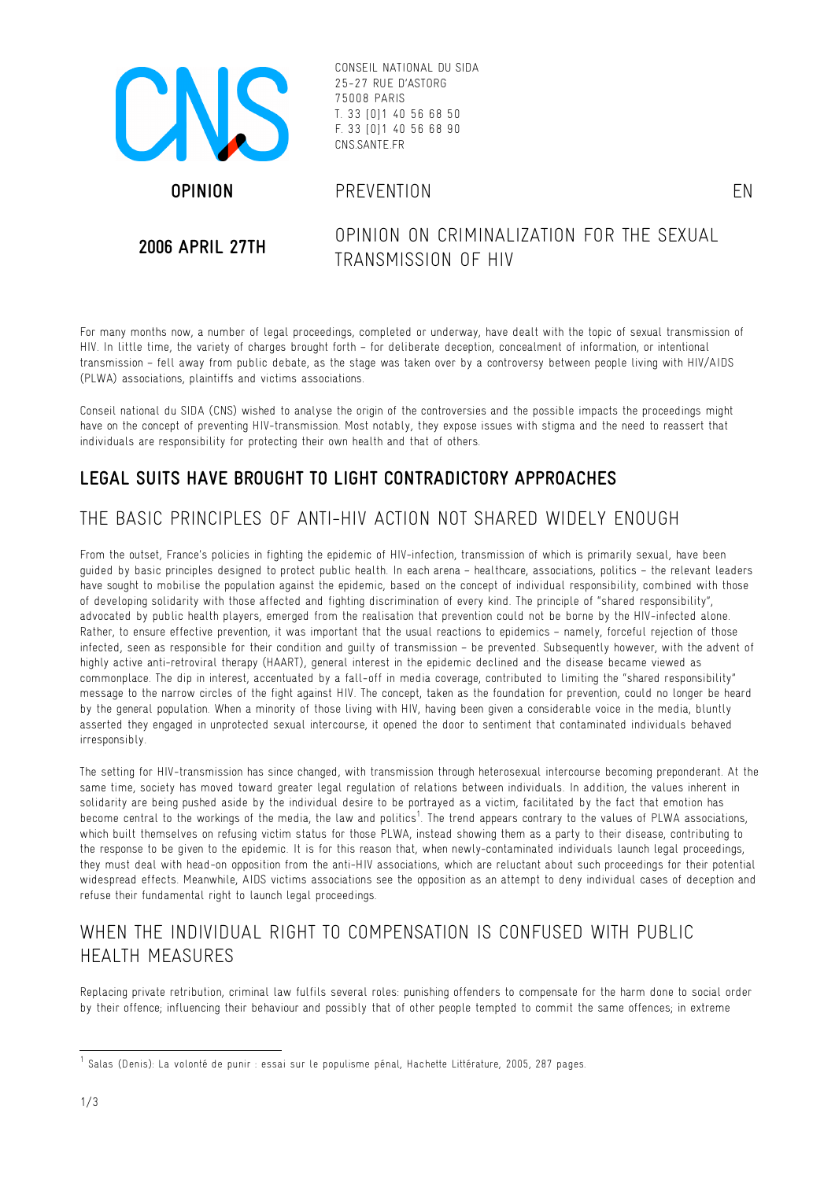CONSEIL NATIONAL DU SIDA
25-27 RUE D'ASTORG
75008 PARIS
T. 33 [0]1 40 56 68 50
F. 33 [0]1 40 56 68 90
CNS.SANTE.FR

**OPINION** PREVENTION EN

**2006 APRIL 27TH**

# OPINION ON CRIMINALIZATION FOR THE SEXUAL TRANSMISSION OF HIV

For many months now, a number of legal proceedings, completed or underway, have dealt with the topic of sexual transmission of HIV. In little time, the variety of charges brought forth – for deliberate deception, concealment of information, or intentional transmission – fell away from public debate, as the stage was taken over by a controversy between people living with HIV/AIDS (PLWA) associations, plaintiffs and victims associations.

Conseil national du SIDA (CNS) wished to analyse the origin of the controversies and the possible impacts the proceedings might have on the concept of preventing HIV-transmission. Most notably, they expose issues with stigma and the need to reassert that individuals are responsibility for protecting their own health and that of others.

## LEGAL SUITS HAVE BROUGHT TO LIGHT CONTRADICTORY APPROACHES

### THE BASIC PRINCIPLES OF ANTI-HIV ACTION NOT SHARED WIDELY ENOUGH

From the outset, France's policies in fighting the epidemic of HIV-infection, transmission of which is primarily sexual, have been guided by basic principles designed to protect public health. In each arena – healthcare, associations, politics – the relevant leaders have sought to mobilise the population against the epidemic, based on the concept of individual responsibility, combined with those of developing solidarity with those affected and fighting discrimination of every kind. The principle of "shared responsibility", advocated by public health players, emerged from the realisation that prevention could not be borne by the HIV-infected alone. Rather, to ensure effective prevention, it was important that the usual reactions to epidemics – namely, forceful rejection of those infected, seen as responsible for their condition and guilty of transmission – be prevented. Subsequently however, with the advent of highly active anti-retroviral therapy (HAART), general interest in the epidemic declined and the disease became viewed as commonplace. The dip in interest, accentuated by a fall-off in media coverage, contributed to limiting the "shared responsibility" message to the narrow circles of the fight against HIV. The concept, taken as the foundation for prevention, could no longer be heard by the general population. When a minority of those living with HIV, having been given a considerable voice in the media, bluntly asserted they engaged in unprotected sexual intercourse, it opened the door to sentiment that contaminated individuals behaved irresponsibly.

The setting for HIV-transmission has since changed, with transmission through heterosexual intercourse becoming preponderant. At the same time, society has moved toward greater legal regulation of relations between individuals. In addition, the values inherent in solidarity are being pushed aside by the individual desire to be portrayed as a victim, facilitated by the fact that emotion has become central to the workings of the media, the law and politics[1]. The trend appears contrary to the values of PLWA associations, which built themselves on refusing victim status for those PLWA, instead showing them as a party to their disease, contributing to the response to be given to the epidemic. It is for this reason that, when newly-contaminated individuals launch legal proceedings, they must deal with head-on opposition from the anti-HIV associations, which are reluctant about such proceedings for their potential widespread effects. Meanwhile, AIDS victims associations see the opposition as an attempt to deny individual cases of deception and refuse their fundamental right to launch legal proceedings.

### WHEN THE INDIVIDUAL RIGHT TO COMPENSATION IS CONFUSED WITH PUBLIC HEALTH MEASURES

Replacing private retribution, criminal law fulfils several roles: punishing offenders to compensate for the harm done to social order by their offence; influencing their behaviour and possibly that of other people tempted to commit the same offences; in extreme

[1] Salas (Denis): La volonté de punir : essai sur le populisme pénal, Hachette Littérature, 2005, 287 pages.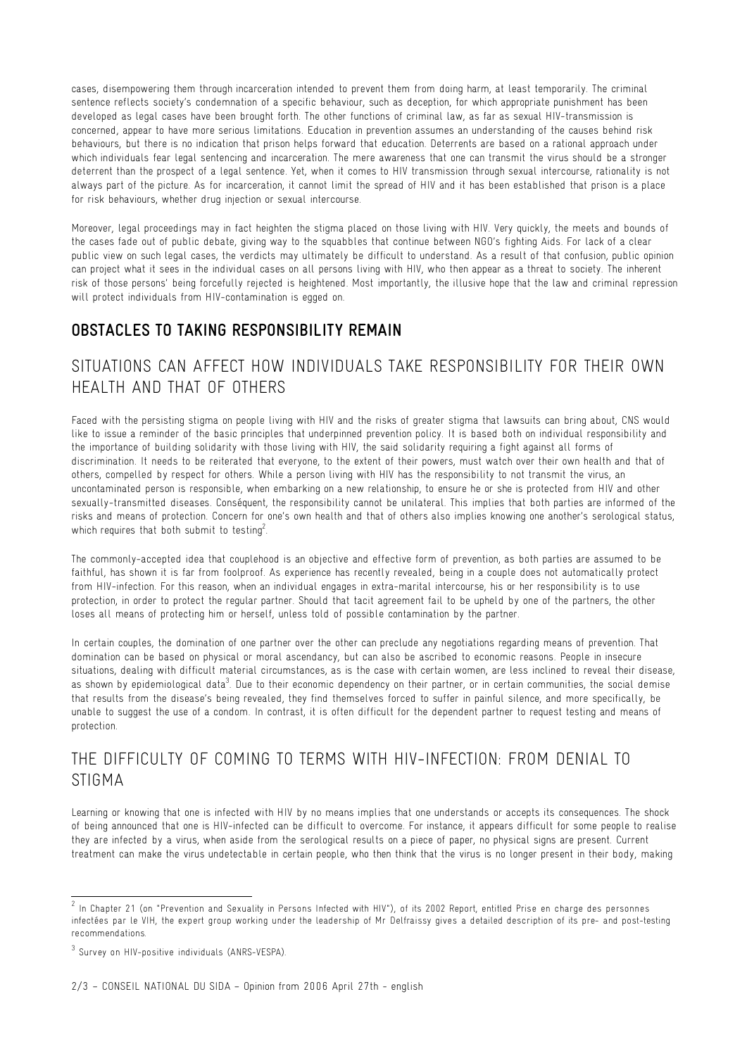cases, disempowering them through incarceration intended to prevent them from doing harm, at least temporarily. The criminal sentence reflects society's condemnation of a specific behaviour, such as deception, for which appropriate punishment has been developed as legal cases have been brought forth. The other functions of criminal law, as far as sexual HIV-transmission is concerned, appear to have more serious limitations. Education in prevention assumes an understanding of the causes behind risk behaviours, but there is no indication that prison helps forward that education. Deterrents are based on a rational approach under which individuals fear legal sentencing and incarceration. The mere awareness that one can transmit the virus should be a stronger deterrent than the prospect of a legal sentence. Yet, when it comes to HIV transmission through sexual intercourse, rationality is not always part of the picture. As for incarceration, it cannot limit the spread of HIV and it has been established that prison is a place for risk behaviours, whether drug injection or sexual intercourse.

Moreover, legal proceedings may in fact heighten the stigma placed on those living with HIV. Very quickly, the meets and bounds of the cases fade out of public debate, giving way to the squabbles that continue between NGO's fighting Aids. For lack of a clear public view on such legal cases, the verdicts may ultimately be difficult to understand. As a result of that confusion, public opinion can project what it sees in the individual cases on all persons living with HIV, who then appear as a threat to society. The inherent risk of those persons' being forcefully rejected is heightened. Most importantly, the illusive hope that the law and criminal repression will protect individuals from HIV-contamination is egged on.

## OBSTACLES TO TAKING RESPONSIBILITY REMAIN

### SITUATIONS CAN AFFECT HOW INDIVIDUALS TAKE RESPONSIBILITY FOR THEIR OWN HEALTH AND THAT OF OTHERS

Faced with the persisting stigma on people living with HIV and the risks of greater stigma that lawsuits can bring about, CNS would like to issue a reminder of the basic principles that underpinned prevention policy. It is based both on individual responsibility and the importance of building solidarity with those living with HIV, the said solidarity requiring a fight against all forms of discrimination. It needs to be reiterated that everyone, to the extent of their powers, must watch over their own health and that of others, compelled by respect for others. While a person living with HIV has the responsibility to not transmit the virus, an uncontaminated person is responsible, when embarking on a new relationship, to ensure he or she is protected from HIV and other sexually-transmitted diseases. Conséquent, the responsibility cannot be unilateral. This implies that both parties are informed of the risks and means of protection. Concern for one's own health and that of others also implies knowing one another's serological status, which requires that both submit to testing[2].

The commonly-accepted idea that couplehood is an objective and effective form of prevention, as both parties are assumed to be faithful, has shown it is far from foolproof. As experience has recently revealed, being in a couple does not automatically protect from HIV-infection. For this reason, when an individual engages in extra-marital intercourse, his or her responsibility is to use protection, in order to protect the regular partner. Should that tacit agreement fail to be upheld by one of the partners, the other loses all means of protecting him or herself, unless told of possible contamination by the partner.

In certain couples, the domination of one partner over the other can preclude any negotiations regarding means of prevention. That domination can be based on physical or moral ascendancy, but can also be ascribed to economic reasons. People in insecure situations, dealing with difficult material circumstances, as is the case with certain women, are less inclined to reveal their disease, as shown by epidemiological data[3]. Due to their economic dependency on their partner, or in certain communities, the social demise that results from the disease's being revealed, they find themselves forced to suffer in painful silence, and more specifically, be unable to suggest the use of a condom. In contrast, it is often difficult for the dependent partner to request testing and means of protection.

### THE DIFFICULTY OF COMING TO TERMS WITH HIV-INFECTION: FROM DENIAL TO STIGMA

Learning or knowing that one is infected with HIV by no means implies that one understands or accepts its consequences. The shock of being announced that one is HIV-infected can be difficult to overcome. For instance, it appears difficult for some people to realise they are infected by a virus, when aside from the serological results on a piece of paper, no physical signs are present. Current treatment can make the virus undetectable in certain people, who then think that the virus is no longer present in their body, making

---

[2] In Chapter 21 (on "Prevention and Sexuality in Persons Infected with HIV"), of its 2002 Report, entitled Prise en charge des personnes infectées par le VIH, the expert group working under the leadership of Mr Delfraissy gives a detailed description of its pre- and post-testing recommendations.

[3] Survey on HIV-positive individuals (ANRS-VESPA).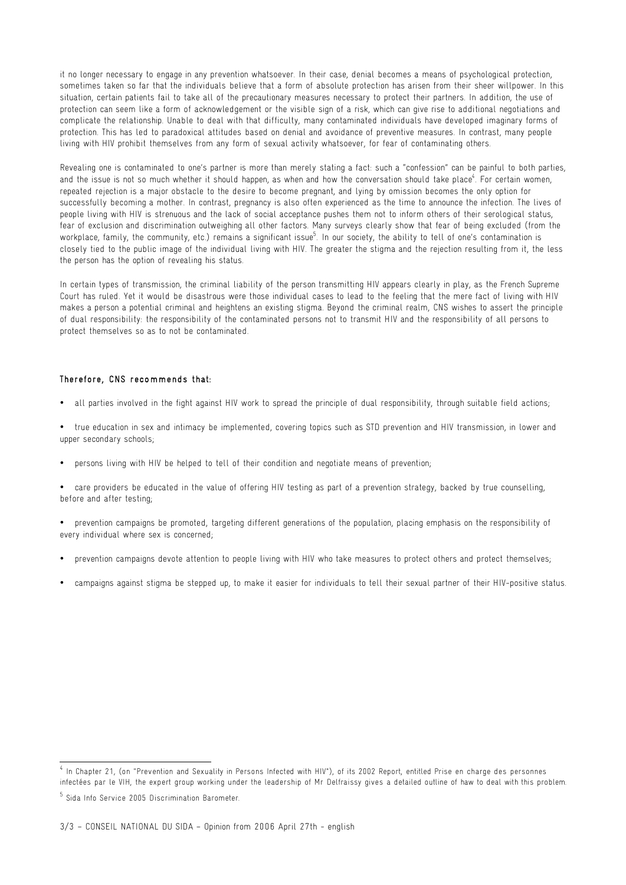it no longer necessary to engage in any prevention whatsoever. In their case, denial becomes a means of psychological protection, sometimes taken so far that the individuals believe that a form of absolute protection has arisen from their sheer willpower. In this situation, certain patients fail to take all of the precautionary measures necessary to protect their partners. In addition, the use of protection can seem like a form of acknowledgement or the visible sign of a risk, which can give rise to additional negotiations and complicate the relationship. Unable to deal with that difficulty, many contaminated individuals have developed imaginary forms of protection. This has led to paradoxical attitudes based on denial and avoidance of preventive measures. In contrast, many people living with HIV prohibit themselves from any form of sexual activity whatsoever, for fear of contaminating others.

Revealing one is contaminated to one's partner is more than merely stating a fact: such a "confession" can be painful to both parties, and the issue is not so much whether it should happen, as when and how the conversation should take place[4]. For certain women, repeated rejection is a major obstacle to the desire to become pregnant, and lying by omission becomes the only option for successfully becoming a mother. In contrast, pregnancy is also often experienced as the time to announce the infection. The lives of people living with HIV is strenuous and the lack of social acceptance pushes them not to inform others of their serological status, fear of exclusion and discrimination outweighing all other factors. Many surveys clearly show that fear of being excluded (from the workplace, family, the community, etc.) remains a significant issue[5]. In our society, the ability to tell of one's contamination is closely tied to the public image of the individual living with HIV. The greater the stigma and the rejection resulting from it, the less the person has the option of revealing his status.

In certain types of transmission, the criminal liability of the person transmitting HIV appears clearly in play, as the French Supreme Court has ruled. Yet it would be disastrous were those individual cases to lead to the feeling that the mere fact of living with HIV makes a person a potential criminal and heightens an existing stigma. Beyond the criminal realm, CNS wishes to assert the principle of dual responsibility: the responsibility of the contaminated persons not to transmit HIV and the responsibility of all persons to protect themselves so as to not be contaminated.

**Therefore, CNS recommends that:**

- all parties involved in the fight against HIV work to spread the principle of dual responsibility, through suitable field actions;
- true education in sex and intimacy be implemented, covering topics such as STD prevention and HIV transmission, in lower and upper secondary schools;
- persons living with HIV be helped to tell of their condition and negotiate means of prevention;
- care providers be educated in the value of offering HIV testing as part of a prevention strategy, backed by true counselling, before and after testing;
- prevention campaigns be promoted, targeting different generations of the population, placing emphasis on the responsibility of every individual where sex is concerned;
- prevention campaigns devote attention to people living with HIV who take measures to protect others and protect themselves;
- campaigns against stigma be stepped up, to make it easier for individuals to tell their sexual partner of their HIV-positive status.

---

[4] In Chapter 21, (on "Prevention and Sexuality in Persons Infected with HIV"), of its 2002 Report, entitled Prise en charge des personnes infectées par le VIH, the expert group working under the leadership of Mr Delfraissy gives a detailed outline of haw to deal with this problem.

[5] Sida Info Service 2005 Discrimination Barometer.